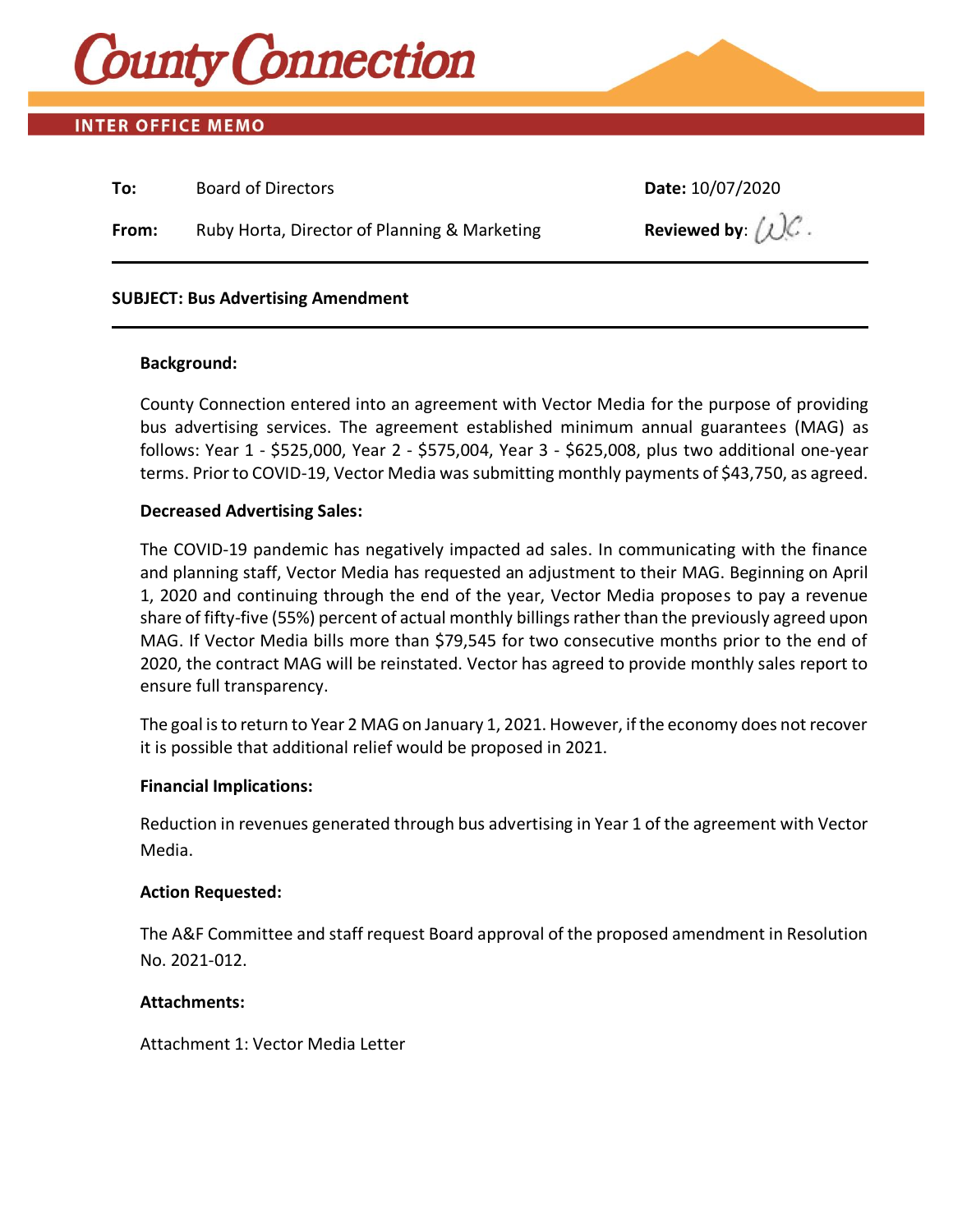# County Connection

## INTER OFFICE MEMO

**To:** Board of Directors

**Date:** 10/07/2020

**From:** Ruby Horta, Director of Planning & Marketing

**Reviewed by:** WC.

---

**SUBJECT: Bus Advertising Amendment**

---

**Background:**

County Connection entered into an agreement with Vector Media for the purpose of providing bus advertising services. The agreement established minimum annual guarantees (MAG) as follows: Year 1 - $525,000, Year 2 - $575,004, Year 3 - $625,008, plus two additional one-year terms. Prior to COVID-19, Vector Media was submitting monthly payments of $43,750, as agreed.

**Decreased Advertising Sales:**

The COVID-19 pandemic has negatively impacted ad sales. In communicating with the finance and planning staff, Vector Media has requested an adjustment to their MAG. Beginning on April 1, 2020 and continuing through the end of the year, Vector Media proposes to pay a revenue share of fifty-five (55%) percent of actual monthly billings rather than the previously agreed upon MAG. If Vector Media bills more than $79,545 for two consecutive months prior to the end of 2020, the contract MAG will be reinstated. Vector has agreed to provide monthly sales report to ensure full transparency.

The goal is to return to Year 2 MAG on January 1, 2021. However, if the economy does not recover it is possible that additional relief would be proposed in 2021.

**Financial Implications:**

Reduction in revenues generated through bus advertising in Year 1 of the agreement with Vector Media.

**Action Requested:**

The A&F Committee and staff request Board approval of the proposed amendment in Resolution No. 2021-012.

**Attachments:**

Attachment 1: Vector Media Letter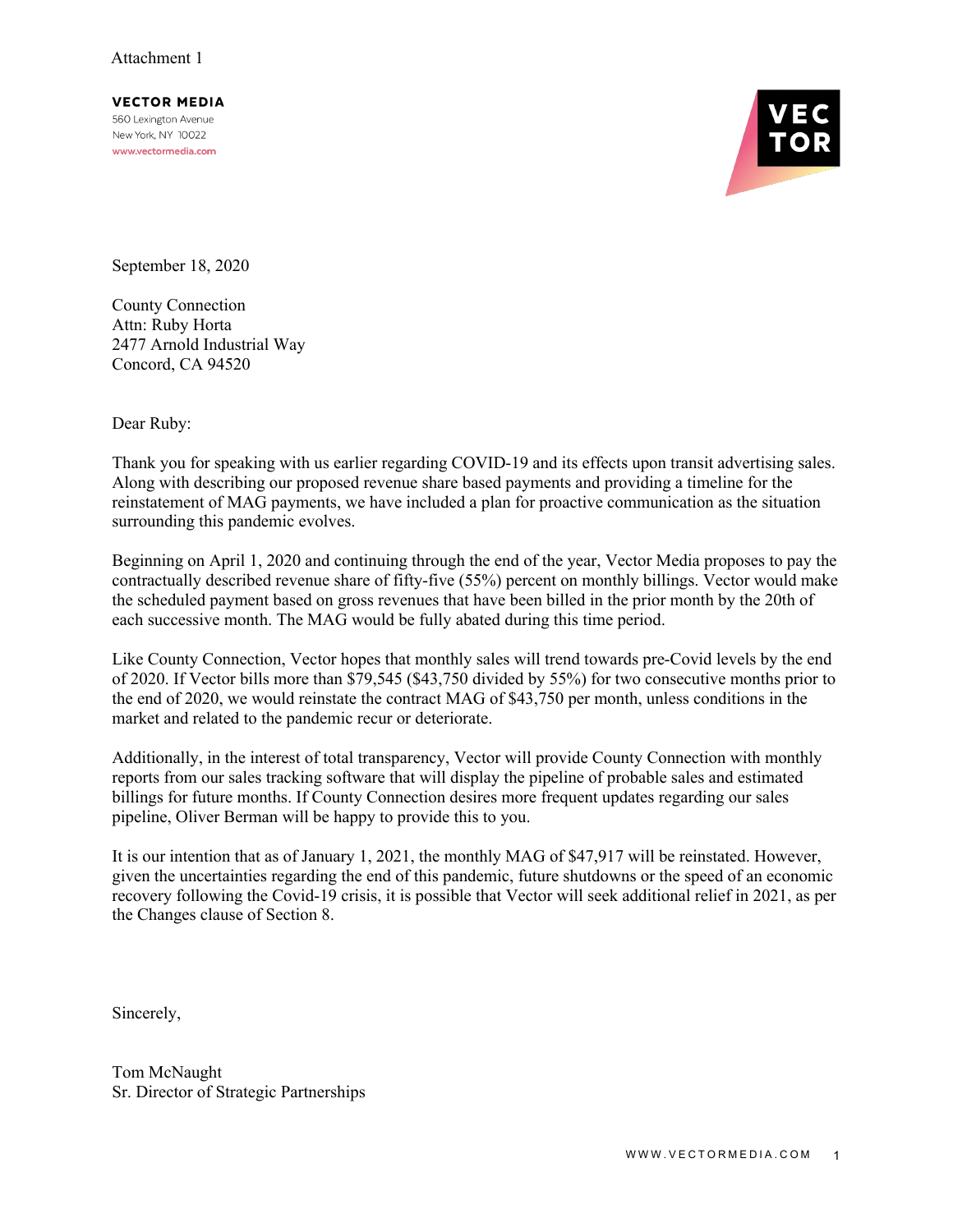Attachment 1

**VECTOR MEDIA**
560 Lexington Avenue
New York, NY 10022
www.vectormedia.com

September 18, 2020

County Connection
Attn: Ruby Horta
2477 Arnold Industrial Way
Concord, CA 94520

Dear Ruby:

Thank you for speaking with us earlier regarding COVID-19 and its effects upon transit advertising sales. Along with describing our proposed revenue share based payments and providing a timeline for the reinstatement of MAG payments, we have included a plan for proactive communication as the situation surrounding this pandemic evolves.

Beginning on April 1, 2020 and continuing through the end of the year, Vector Media proposes to pay the contractually described revenue share of fifty-five (55%) percent on monthly billings. Vector would make the scheduled payment based on gross revenues that have been billed in the prior month by the 20th of each successive month. The MAG would be fully abated during this time period.

Like County Connection, Vector hopes that monthly sales will trend towards pre-Covid levels by the end of 2020. If Vector bills more than $79,545 ($43,750 divided by 55%) for two consecutive months prior to the end of 2020, we would reinstate the contract MAG of $43,750 per month, unless conditions in the market and related to the pandemic recur or deteriorate.

Additionally, in the interest of total transparency, Vector will provide County Connection with monthly reports from our sales tracking software that will display the pipeline of probable sales and estimated billings for future months. If County Connection desires more frequent updates regarding our sales pipeline, Oliver Berman will be happy to provide this to you.

It is our intention that as of January 1, 2021, the monthly MAG of $47,917 will be reinstated. However, given the uncertainties regarding the end of this pandemic, future shutdowns or the speed of an economic recovery following the Covid-19 crisis, it is possible that Vector will seek additional relief in 2021, as per the Changes clause of Section 8.

Sincerely,

Tom McNaught
Sr. Director of Strategic Partnerships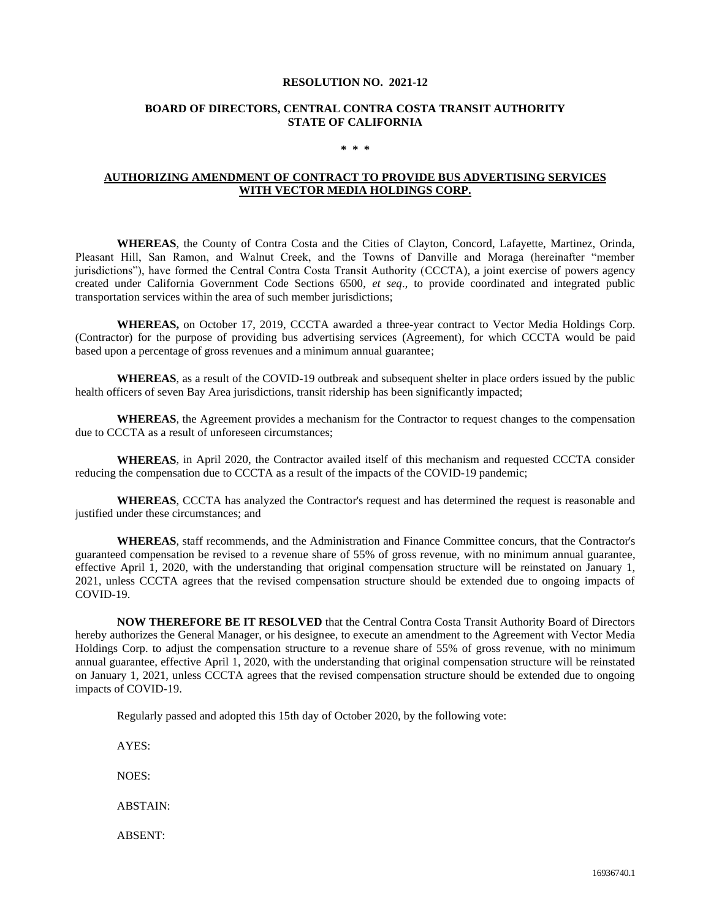**RESOLUTION NO. 2021-12**

**BOARD OF DIRECTORS, CENTRAL CONTRA COSTA TRANSIT AUTHORITY**
**STATE OF CALIFORNIA**

\* \* \*

**AUTHORIZING AMENDMENT OF CONTRACT TO PROVIDE BUS ADVERTISING SERVICES WITH VECTOR MEDIA HOLDINGS CORP.**

**WHEREAS**, the County of Contra Costa and the Cities of Clayton, Concord, Lafayette, Martinez, Orinda, Pleasant Hill, San Ramon, and Walnut Creek, and the Towns of Danville and Moraga (hereinafter "member jurisdictions"), have formed the Central Contra Costa Transit Authority (CCCTA), a joint exercise of powers agency created under California Government Code Sections 6500, *et seq*., to provide coordinated and integrated public transportation services within the area of such member jurisdictions;

**WHEREAS,** on October 17, 2019, CCCTA awarded a three-year contract to Vector Media Holdings Corp. (Contractor) for the purpose of providing bus advertising services (Agreement), for which CCCTA would be paid based upon a percentage of gross revenues and a minimum annual guarantee;

**WHEREAS**, as a result of the COVID-19 outbreak and subsequent shelter in place orders issued by the public health officers of seven Bay Area jurisdictions, transit ridership has been significantly impacted;

**WHEREAS**, the Agreement provides a mechanism for the Contractor to request changes to the compensation due to CCCTA as a result of unforeseen circumstances;

**WHEREAS**, in April 2020, the Contractor availed itself of this mechanism and requested CCCTA consider reducing the compensation due to CCCTA as a result of the impacts of the COVID-19 pandemic;

**WHEREAS**, CCCTA has analyzed the Contractor's request and has determined the request is reasonable and justified under these circumstances; and

**WHEREAS**, staff recommends, and the Administration and Finance Committee concurs, that the Contractor's guaranteed compensation be revised to a revenue share of 55% of gross revenue, with no minimum annual guarantee, effective April 1, 2020, with the understanding that original compensation structure will be reinstated on January 1, 2021, unless CCCTA agrees that the revised compensation structure should be extended due to ongoing impacts of COVID-19.

**NOW THEREFORE BE IT RESOLVED** that the Central Contra Costa Transit Authority Board of Directors hereby authorizes the General Manager, or his designee, to execute an amendment to the Agreement with Vector Media Holdings Corp. to adjust the compensation structure to a revenue share of 55% of gross revenue, with no minimum annual guarantee, effective April 1, 2020, with the understanding that original compensation structure will be reinstated on January 1, 2021, unless CCCTA agrees that the revised compensation structure should be extended due to ongoing impacts of COVID-19.

Regularly passed and adopted this 15th day of October 2020, by the following vote:

AYES:

NOES:

ABSTAIN:

ABSENT:

16936740.1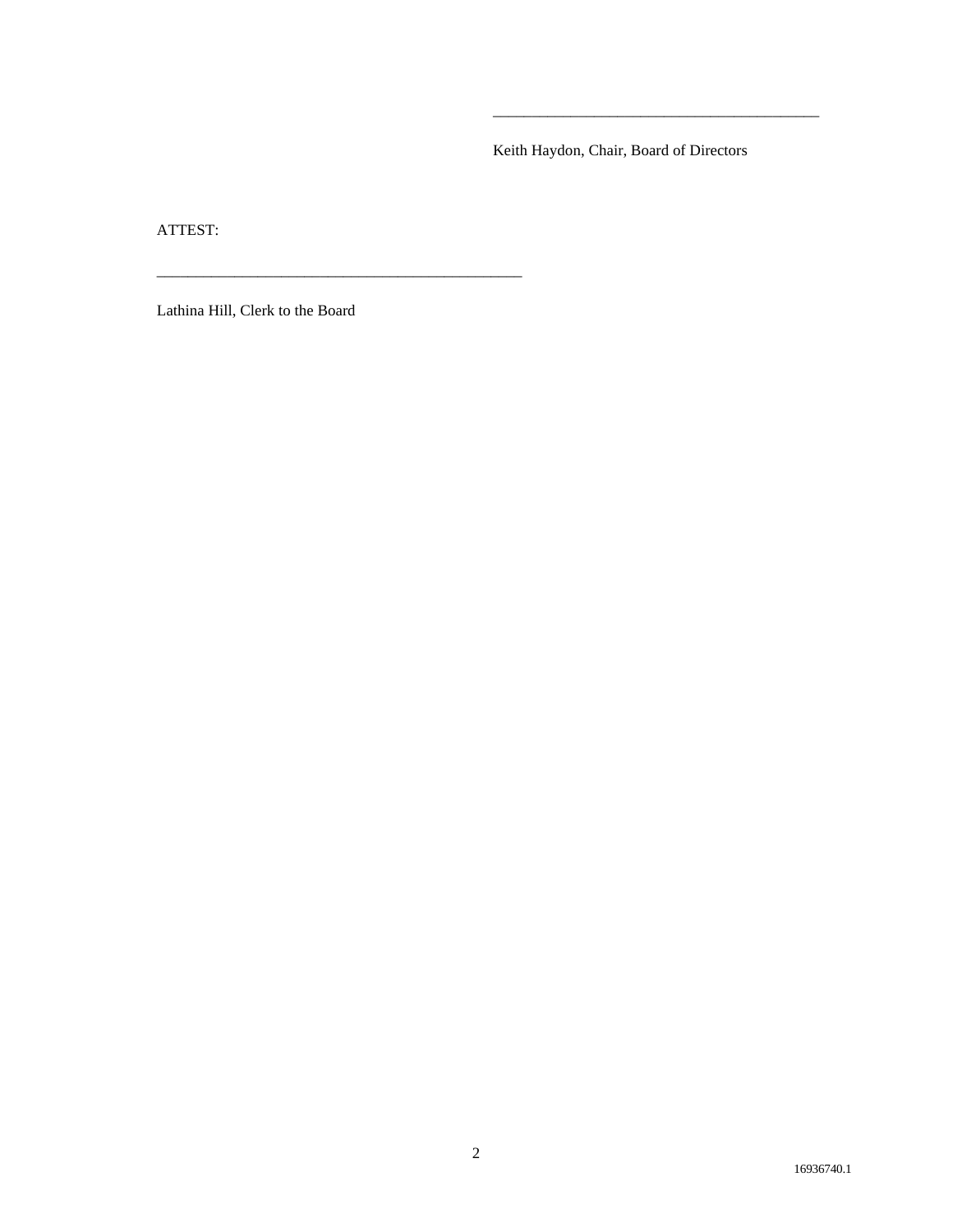\_\_\_\_\_\_\_\_\_\_\_\_\_\_\_\_\_\_\_\_\_\_\_\_\_\_\_\_\_\_\_\_\_\_\_\_\_\_\_\_\_\_

Keith Haydon, Chair, Board of Directors

ATTEST:

\_\_\_\_\_\_\_\_\_\_\_\_\_\_\_\_\_\_\_\_\_\_\_\_\_\_\_\_\_\_\_\_\_\_\_\_\_\_\_\_\_\_\_\_\_\_

Lathina Hill, Clerk to the Board

16936740.1